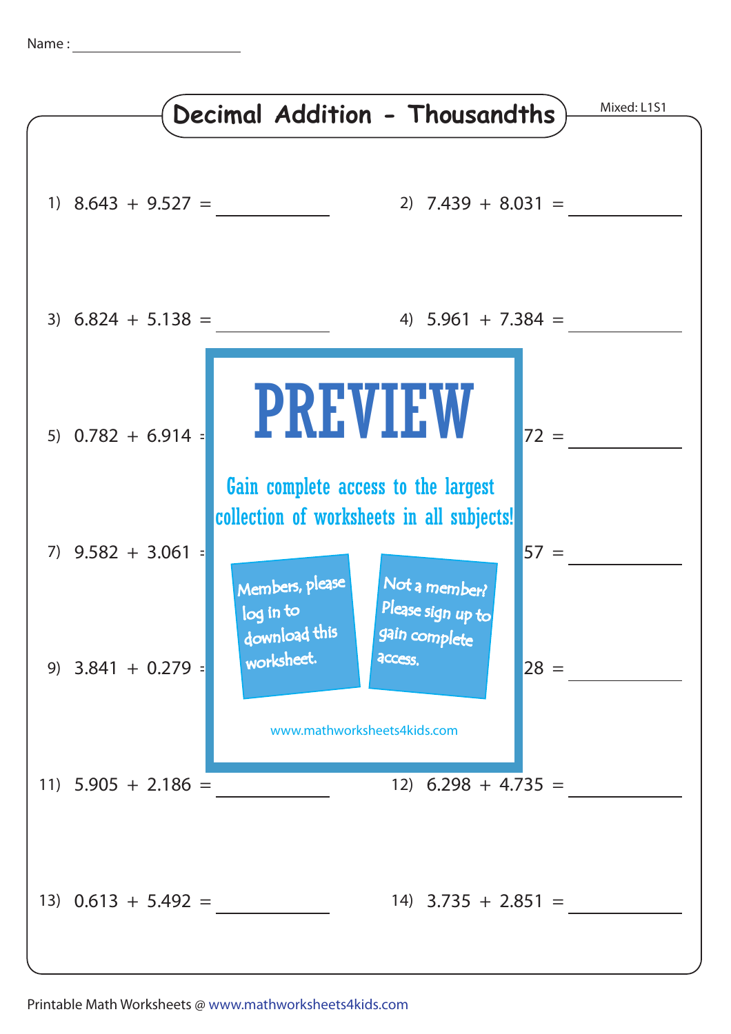Name : ____________________

# Decimal Addition - Thousandths

Mixed: L1S1

1) 8.643 + 9.527 = __________

2) 7.439 + 8.031 = __________

3) 6.824 + 5.138 = __________

4) 5.961 + 7.384 = __________

5) 0.782 + 6.914 = __________

6) ...72 = __________

7) 9.582 + 3.061 = __________

8) ...57 = __________

9) 3.841 + 0.279 = __________

10) ...28 = __________

11) 5.905 + 2.186 = __________

12) 6.298 + 4.735 = __________

13) 0.613 + 5.492 = __________

14) 3.735 + 2.851 = __________

PREVIEW

Gain complete access to the largest collection of worksheets in all subjects!

Members, please log in to download this worksheet.

Not a member? Please sign up to gain complete access.

www.mathworksheets4kids.com

Printable Math Worksheets @ www.mathworksheets4kids.com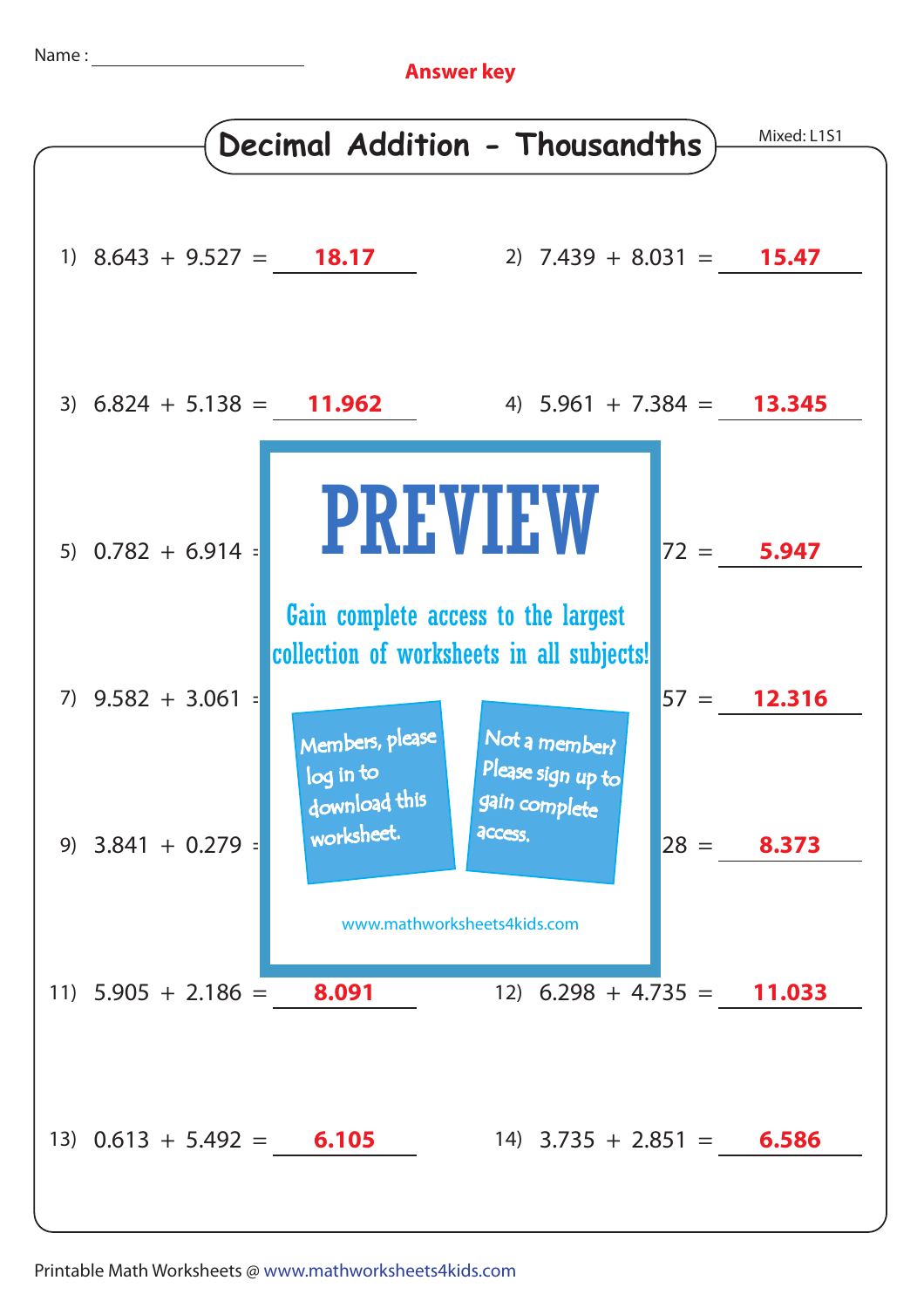Name : ____________________

**Answer key**

# Decimal Addition - Thousandths

Mixed: L1S1

1) $8.643 + 9.527 =$ **18.17**

2) $7.439 + 8.031 =$ **15.47**

3) $6.824 + 5.138 =$ **11.962**

4) $5.961 + 7.384 =$ **13.345**

5) $0.782 + 6.914 =$

6) 72 = **5.947**

7) $9.582 + 3.061 =$

8) 57 = **12.316**

9) $3.841 + 0.279 =$

10) 28 = **8.373**

PREVIEW

Gain complete access to the largest collection of worksheets in all subjects!

Members, please log in to download this worksheet.

Not a member? Please sign up to gain complete access.

www.mathworksheets4kids.com

11) $5.905 + 2.186 =$ **8.091**

12) $6.298 + 4.735 =$ **11.033**

13) $0.613 + 5.492 =$ **6.105**

14) $3.735 + 2.851 =$ **6.586**

Printable Math Worksheets @ www.mathworksheets4kids.com